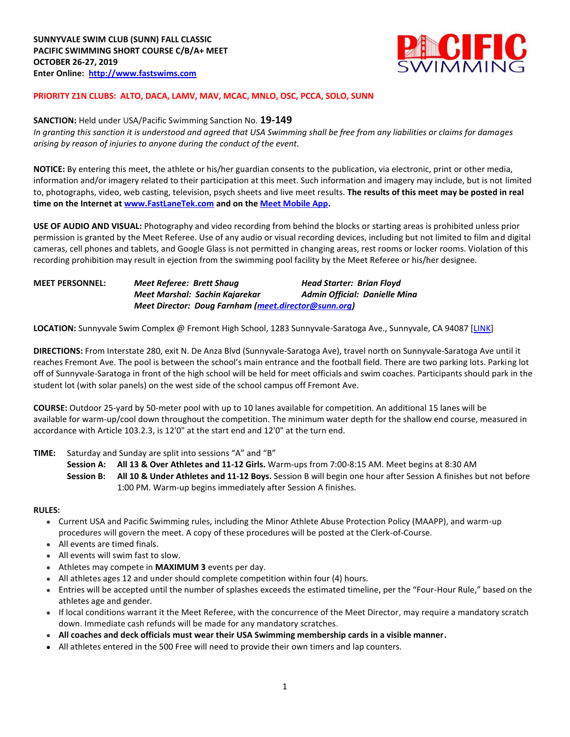**SUNNYVALE SWIM CLUB (SUNN) FALL CLASSIC**
**PACIFIC SWIMMING SHORT COURSE C/B/A+ MEET**
**OCTOBER 26-27, 2019**
**Enter Online: [http://www.fastswims.com](http://www.fastswims.com)**

**PRIORITY Z1N CLUBS: ALTO, DACA, LAMV, MAV, MCAC, MNLO, OSC, PCCA, SOLO, SUNN**

**SANCTION:** Held under USA/Pacific Swimming Sanction No. **19-149**
*In granting this sanction it is understood and agreed that USA Swimming shall be free from any liabilities or claims for damages arising by reason of injuries to anyone during the conduct of the event.*

**NOTICE:** By entering this meet, the athlete or his/her guardian consents to the publication, via electronic, print or other media, information and/or imagery related to their participation at this meet. Such information and imagery may include, but is not limited to, photographs, video, web casting, television, psych sheets and live meet results. **The results of this meet may be posted in real time on the Internet at [www.FastLaneTek.com](www.FastLaneTek.com) and on the Meet Mobile App.**

**USE OF AUDIO AND VISUAL:** Photography and video recording from behind the blocks or starting areas is prohibited unless prior permission is granted by the Meet Referee. Use of any audio or visual recording devices, including but not limited to film and digital cameras, cell phones and tablets, and Google Glass is not permitted in changing areas, rest rooms or locker rooms. Violation of this recording prohibition may result in ejection from the swimming pool facility by the Meet Referee or his/her designee.

**MEET PERSONNEL:**
*Meet Referee: Brett Shaug* — *Head Starter: Brian Floyd*
*Meet Marshal: Sachin Kajarekar* — *Admin Official: Danielle Mina*
*Meet Director: Doug Farnham (meet.director@sunn.org)*

**LOCATION:** Sunnyvale Swim Complex @ Fremont High School, 1283 Sunnyvale-Saratoga Ave., Sunnyvale, CA 94087 [LINK]

**DIRECTIONS:** From Interstate 280, exit N. De Anza Blvd (Sunnyvale-Saratoga Ave), travel north on Sunnyvale-Saratoga Ave until it reaches Fremont Ave. The pool is between the school's main entrance and the football field. There are two parking lots. Parking lot off of Sunnyvale-Saratoga in front of the high school will be held for meet officials and swim coaches. Participants should park in the student lot (with solar panels) on the west side of the school campus off Fremont Ave.

**COURSE:** Outdoor 25-yard by 50-meter pool with up to 10 lanes available for competition. An additional 15 lanes will be available for warm-up/cool down throughout the competition. The minimum water depth for the shallow end course, measured in accordance with Article 103.2.3, is 12'0" at the start end and 12'0" at the turn end.

**TIME:** Saturday and Sunday are split into sessions "A" and "B"

**Session A:** **All 13 & Over Athletes and 11-12 Girls.** Warm-ups from 7:00-8:15 AM. Meet begins at 8:30 AM

**Session B:** **All 10 & Under Athletes and 11-12 Boys.** Session B will begin one hour after Session A finishes but not before 1:00 PM. Warm-up begins immediately after Session A finishes.

**RULES:**

- Current USA and Pacific Swimming rules, including the Minor Athlete Abuse Protection Policy (MAAPP), and warm-up procedures will govern the meet. A copy of these procedures will be posted at the Clerk-of-Course.
- All events are timed finals.
- All events will swim fast to slow.
- Athletes may compete in **MAXIMUM 3** events per day.
- All athletes ages 12 and under should complete competition within four (4) hours.
- Entries will be accepted until the number of splashes exceeds the estimated timeline, per the "Four-Hour Rule," based on the athletes age and gender.
- If local conditions warrant it the Meet Referee, with the concurrence of the Meet Director, may require a mandatory scratch down. Immediate cash refunds will be made for any mandatory scratches.
- **All coaches and deck officials must wear their USA Swimming membership cards in a visible manner.**
- All athletes entered in the 500 Free will need to provide their own timers and lap counters.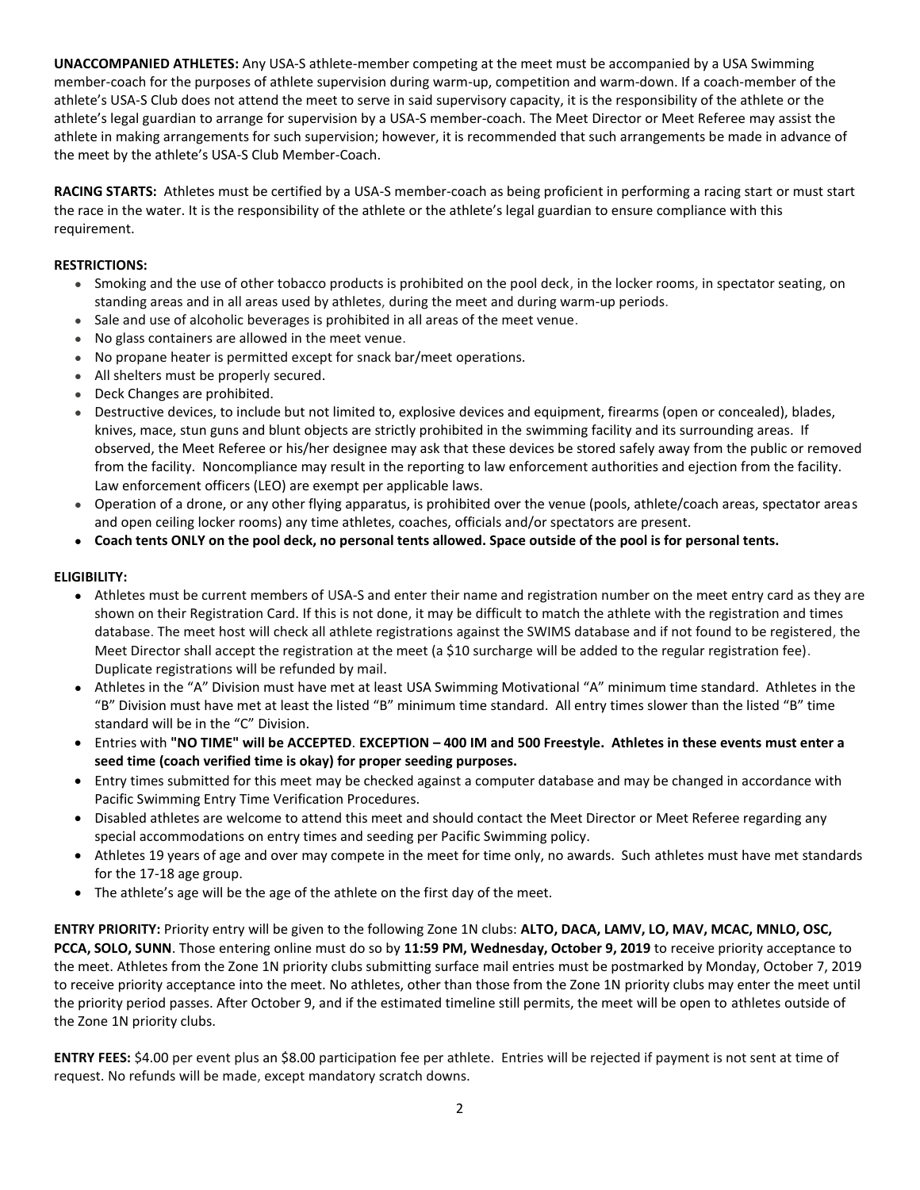**UNACCOMPANIED ATHLETES:** Any USA-S athlete-member competing at the meet must be accompanied by a USA Swimming member-coach for the purposes of athlete supervision during warm-up, competition and warm-down. If a coach-member of the athlete's USA-S Club does not attend the meet to serve in said supervisory capacity, it is the responsibility of the athlete or the athlete's legal guardian to arrange for supervision by a USA-S member-coach. The Meet Director or Meet Referee may assist the athlete in making arrangements for such supervision; however, it is recommended that such arrangements be made in advance of the meet by the athlete's USA-S Club Member-Coach.

**RACING STARTS:** Athletes must be certified by a USA-S member-coach as being proficient in performing a racing start or must start the race in the water. It is the responsibility of the athlete or the athlete's legal guardian to ensure compliance with this requirement.

**RESTRICTIONS:**

- Smoking and the use of other tobacco products is prohibited on the pool deck, in the locker rooms, in spectator seating, on standing areas and in all areas used by athletes, during the meet and during warm-up periods.
- Sale and use of alcoholic beverages is prohibited in all areas of the meet venue.
- No glass containers are allowed in the meet venue.
- No propane heater is permitted except for snack bar/meet operations.
- All shelters must be properly secured.
- Deck Changes are prohibited.
- Destructive devices, to include but not limited to, explosive devices and equipment, firearms (open or concealed), blades, knives, mace, stun guns and blunt objects are strictly prohibited in the swimming facility and its surrounding areas. If observed, the Meet Referee or his/her designee may ask that these devices be stored safely away from the public or removed from the facility. Noncompliance may result in the reporting to law enforcement authorities and ejection from the facility. Law enforcement officers (LEO) are exempt per applicable laws.
- Operation of a drone, or any other flying apparatus, is prohibited over the venue (pools, athlete/coach areas, spectator areas and open ceiling locker rooms) any time athletes, coaches, officials and/or spectators are present.
- **Coach tents ONLY on the pool deck, no personal tents allowed. Space outside of the pool is for personal tents.**

**ELIGIBILITY:**

- Athletes must be current members of USA-S and enter their name and registration number on the meet entry card as they are shown on their Registration Card. If this is not done, it may be difficult to match the athlete with the registration and times database. The meet host will check all athlete registrations against the SWIMS database and if not found to be registered, the Meet Director shall accept the registration at the meet (a $10 surcharge will be added to the regular registration fee). Duplicate registrations will be refunded by mail.
- Athletes in the "A" Division must have met at least USA Swimming Motivational "A" minimum time standard. Athletes in the "B" Division must have met at least the listed "B" minimum time standard. All entry times slower than the listed "B" time standard will be in the "C" Division.
- Entries with **"NO TIME" will be ACCEPTED**. **EXCEPTION – 400 IM and 500 Freestyle. Athletes in these events must enter a seed time (coach verified time is okay) for proper seeding purposes.**
- Entry times submitted for this meet may be checked against a computer database and may be changed in accordance with Pacific Swimming Entry Time Verification Procedures.
- Disabled athletes are welcome to attend this meet and should contact the Meet Director or Meet Referee regarding any special accommodations on entry times and seeding per Pacific Swimming policy.
- Athletes 19 years of age and over may compete in the meet for time only, no awards. Such athletes must have met standards for the 17-18 age group.
- The athlete's age will be the age of the athlete on the first day of the meet.

**ENTRY PRIORITY:** Priority entry will be given to the following Zone 1N clubs: **ALTO, DACA, LAMV, LO, MAV, MCAC, MNLO, OSC, PCCA, SOLO, SUNN**. Those entering online must do so by **11:59 PM, Wednesday, October 9, 2019** to receive priority acceptance to the meet. Athletes from the Zone 1N priority clubs submitting surface mail entries must be postmarked by Monday, October 7, 2019 to receive priority acceptance into the meet. No athletes, other than those from the Zone 1N priority clubs may enter the meet until the priority period passes. After October 9, and if the estimated timeline still permits, the meet will be open to athletes outside of the Zone 1N priority clubs.

**ENTRY FEES:** $4.00 per event plus an $8.00 participation fee per athlete. Entries will be rejected if payment is not sent at time of request. No refunds will be made, except mandatory scratch downs.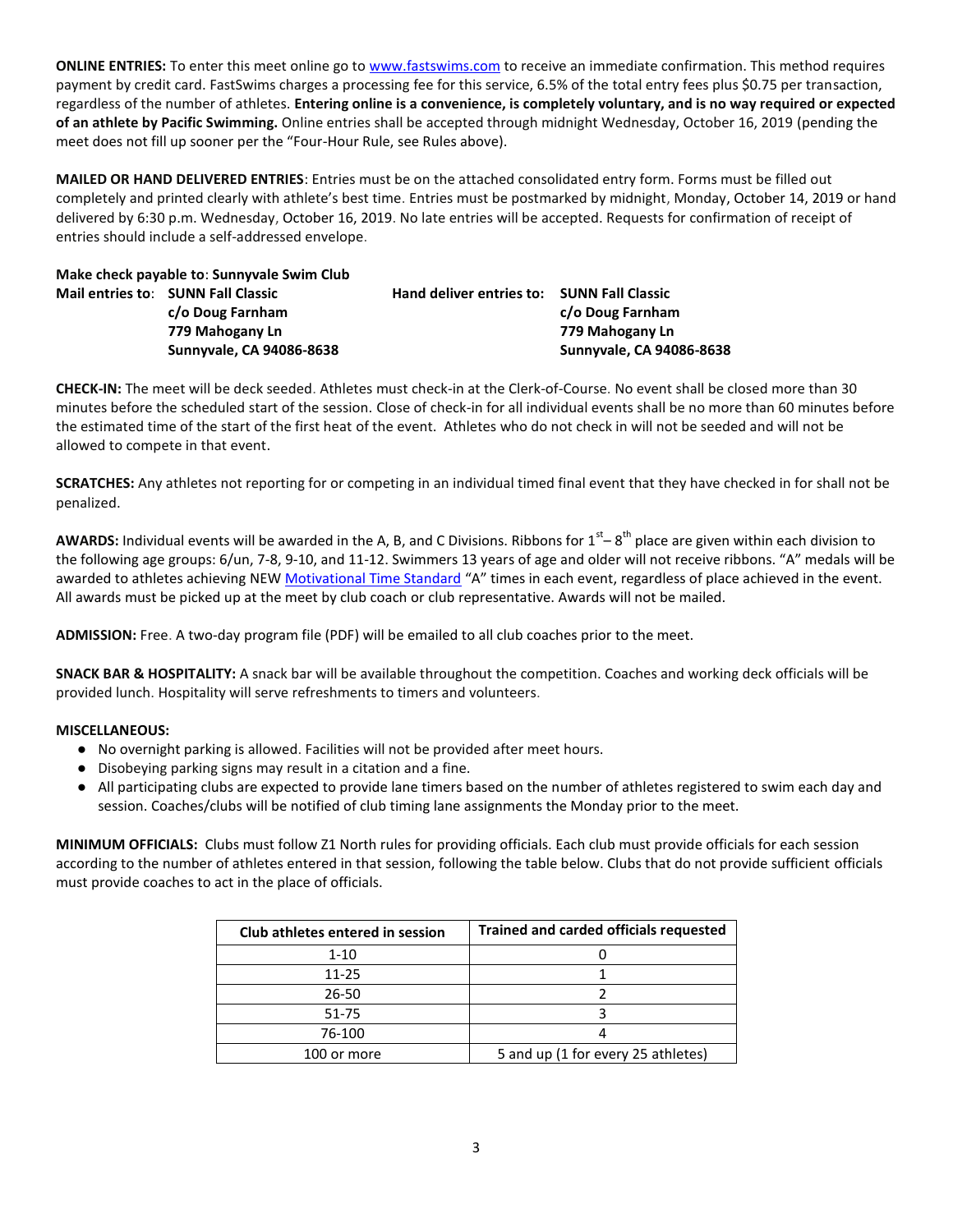**ONLINE ENTRIES:** To enter this meet online go to [www.fastswims.com](www.fastswims.com) to receive an immediate confirmation. This method requires payment by credit card. FastSwims charges a processing fee for this service, 6.5% of the total entry fees plus $0.75 per transaction, regardless of the number of athletes. **Entering online is a convenience, is completely voluntary, and is no way required or expected of an athlete by Pacific Swimming.** Online entries shall be accepted through midnight Wednesday, October 16, 2019 (pending the meet does not fill up sooner per the "Four-Hour Rule, see Rules above).

**MAILED OR HAND DELIVERED ENTRIES**: Entries must be on the attached consolidated entry form. Forms must be filled out completely and printed clearly with athlete's best time. Entries must be postmarked by midnight, Monday, October 14, 2019 or hand delivered by 6:30 p.m. Wednesday, October 16, 2019. No late entries will be accepted. Requests for confirmation of receipt of entries should include a self-addressed envelope.

**Make check payable to**: **Sunnyvale Swim Club**

**Mail entries to**: **SUNN Fall Classic**
**c/o Doug Farnham**
**779 Mahogany Ln**
**Sunnyvale, CA 94086-8638**

**Hand deliver entries to: SUNN Fall Classic**
**c/o Doug Farnham**
**779 Mahogany Ln**
**Sunnyvale, CA 94086-8638**

**CHECK-IN:** The meet will be deck seeded. Athletes must check-in at the Clerk-of-Course. No event shall be closed more than 30 minutes before the scheduled start of the session. Close of check-in for all individual events shall be no more than 60 minutes before the estimated time of the start of the first heat of the event. Athletes who do not check in will not be seeded and will not be allowed to compete in that event.

**SCRATCHES:** Any athletes not reporting for or competing in an individual timed final event that they have checked in for shall not be penalized.

**AWARDS:** Individual events will be awarded in the A, B, and C Divisions. Ribbons for 1st – 8th place are given within each division to the following age groups: 6/un, 7-8, 9-10, and 11-12. Swimmers 13 years of age and older will not receive ribbons. "A" medals will be awarded to athletes achieving NEW [Motivational Time Standard](Motivational Time Standard) "A" times in each event, regardless of place achieved in the event. All awards must be picked up at the meet by club coach or club representative. Awards will not be mailed.

**ADMISSION:** Free. A two-day program file (PDF) will be emailed to all club coaches prior to the meet.

**SNACK BAR & HOSPITALITY:** A snack bar will be available throughout the competition. Coaches and working deck officials will be provided lunch. Hospitality will serve refreshments to timers and volunteers.

**MISCELLANEOUS:**

- No overnight parking is allowed. Facilities will not be provided after meet hours.
- Disobeying parking signs may result in a citation and a fine.
- All participating clubs are expected to provide lane timers based on the number of athletes registered to swim each day and session. Coaches/clubs will be notified of club timing lane assignments the Monday prior to the meet.

**MINIMUM OFFICIALS:** Clubs must follow Z1 North rules for providing officials. Each club must provide officials for each session according to the number of athletes entered in that session, following the table below. Clubs that do not provide sufficient officials must provide coaches to act in the place of officials.

| Club athletes entered in session | Trained and carded officials requested |
|---|---|
| 1-10 | 0 |
| 11-25 | 1 |
| 26-50 | 2 |
| 51-75 | 3 |
| 76-100 | 4 |
| 100 or more | 5 and up (1 for every 25 athletes) |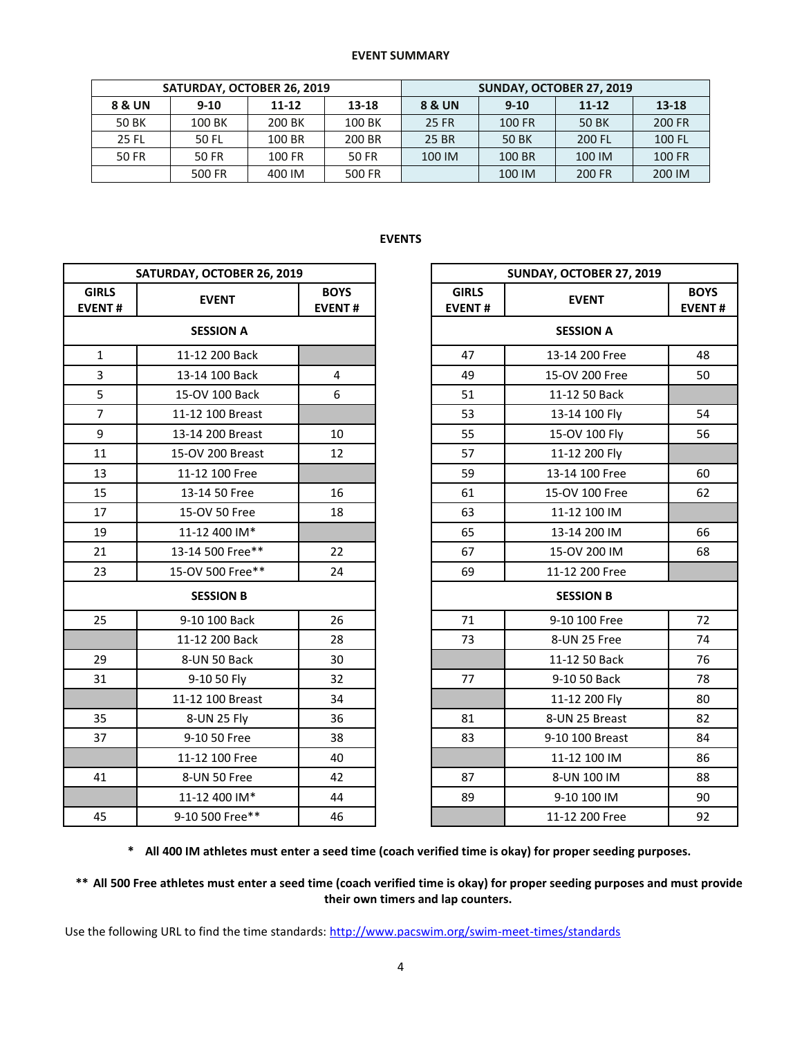**EVENT SUMMARY**

| SATURDAY, OCTOBER 26, 2019 | | | | SUNDAY, OCTOBER 27, 2019 | | | |
|---|---|---|---|---|---|---|---|
| 8 & UN | 9-10 | 11-12 | 13-18 | 8 & UN | 9-10 | 11-12 | 13-18 |
| 50 BK | 100 BK | 200 BK | 100 BK | 25 FR | 100 FR | 50 BK | 200 FR |
| 25 FL | 50 FL | 100 BR | 200 BR | 25 BR | 50 BK | 200 FL | 100 FL |
| 50 FR | 50 FR | 100 FR | 50 FR | 100 IM | 100 BR | 100 IM | 100 FR |
| | 500 FR | 400 IM | 500 FR | | 100 IM | 200 FR | 200 IM |

**EVENTS**

| SATURDAY, OCTOBER 26, 2019 | | |
|---|---|---|
| GIRLS EVENT # | EVENT | BOYS EVENT # |
| | **SESSION A** | |
| 1 | 11-12 200 Back | |
| 3 | 13-14 100 Back | 4 |
| 5 | 15-OV 100 Back | 6 |
| 7 | 11-12 100 Breast | |
| 9 | 13-14 200 Breast | 10 |
| 11 | 15-OV 200 Breast | 12 |
| 13 | 11-12 100 Free | |
| 15 | 13-14 50 Free | 16 |
| 17 | 15-OV 50 Free | 18 |
| 19 | 11-12 400 IM* | |
| 21 | 13-14 500 Free** | 22 |
| 23 | 15-OV 500 Free** | 24 |
| | **SESSION B** | |
| 25 | 9-10 100 Back | 26 |
| | 11-12 200 Back | 28 |
| 29 | 8-UN 50 Back | 30 |
| 31 | 9-10 50 Fly | 32 |
| | 11-12 100 Breast | 34 |
| 35 | 8-UN 25 Fly | 36 |
| 37 | 9-10 50 Free | 38 |
| | 11-12 100 Free | 40 |
| 41 | 8-UN 50 Free | 42 |
| | 11-12 400 IM* | 44 |
| 45 | 9-10 500 Free** | 46 |

| SUNDAY, OCTOBER 27, 2019 | | |
|---|---|---|
| GIRLS EVENT # | EVENT | BOYS EVENT # |
| | **SESSION A** | |
| 47 | 13-14 200 Free | 48 |
| 49 | 15-OV 200 Free | 50 |
| 51 | 11-12 50 Back | |
| 53 | 13-14 100 Fly | 54 |
| 55 | 15-OV 100 Fly | 56 |
| 57 | 11-12 200 Fly | |
| 59 | 13-14 100 Free | 60 |
| 61 | 15-OV 100 Free | 62 |
| 63 | 11-12 100 IM | |
| 65 | 13-14 200 IM | 66 |
| 67 | 15-OV 200 IM | 68 |
| 69 | 11-12 200 Free | |
| | **SESSION B** | |
| 71 | 9-10 100 Free | 72 |
| 73 | 8-UN 25 Free | 74 |
| | 11-12 50 Back | 76 |
| 77 | 9-10 50 Back | 78 |
| | 11-12 200 Fly | 80 |
| 81 | 8-UN 25 Breast | 82 |
| 83 | 9-10 100 Breast | 84 |
| | 11-12 100 IM | 86 |
| 87 | 8-UN 100 IM | 88 |
| 89 | 9-10 100 IM | 90 |
| | 11-12 200 Free | 92 |

**\* All 400 IM athletes must enter a seed time (coach verified time is okay) for proper seeding purposes.**

**\*\* All 500 Free athletes must enter a seed time (coach verified time is okay) for proper seeding purposes and must provide their own timers and lap counters.**

Use the following URL to find the time standards: http://www.pacswim.org/swim-meet-times/standards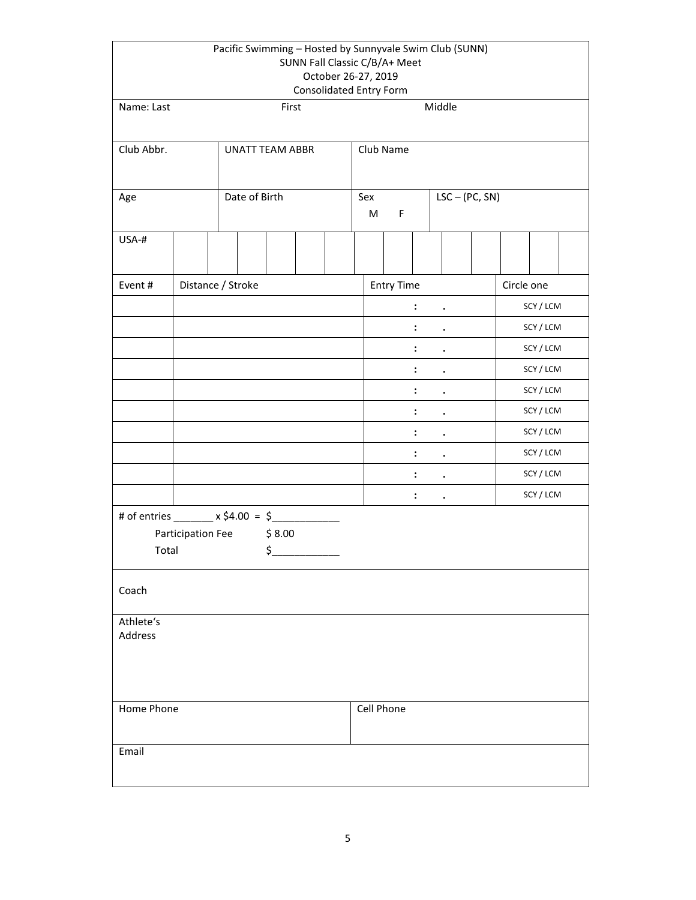Pacific Swimming – Hosted by Sunnyvale Swim Club (SUNN)
SUNN Fall Classic C/B/A+ Meet
October 26-27, 2019
Consolidated Entry Form

| | | | |
|---|---|---|---|
| Name: Last | First | Middle | |
| Club Abbr. | UNATT TEAM ABBR | Club Name | |
| Age | Date of Birth | Sex M F | LSC – (PC, SN) |

| USA-# | | | | | | | | | | | | | | |
|---|---|---|---|---|---|---|---|---|---|---|---|---|---|---|
| | | | | | | | | | | | | | | |

| Event # | Distance / Stroke | Entry Time | Circle one |
|---|---|---|---|
| | | : . | SCY / LCM |
| | | : . | SCY / LCM |
| | | : . | SCY / LCM |
| | | : . | SCY / LCM |
| | | : . | SCY / LCM |
| | | : . | SCY / LCM |
| | | : . | SCY / LCM |
| | | : . | SCY / LCM |
| | | : . | SCY / LCM |
| | | : . | SCY / LCM |

# of entries _______ x $4.00 = $____________

Participation Fee $ 8.00

Total $____________

Coach

Athlete's Address

| | |
|---|---|
| Home Phone | Cell Phone |

Email